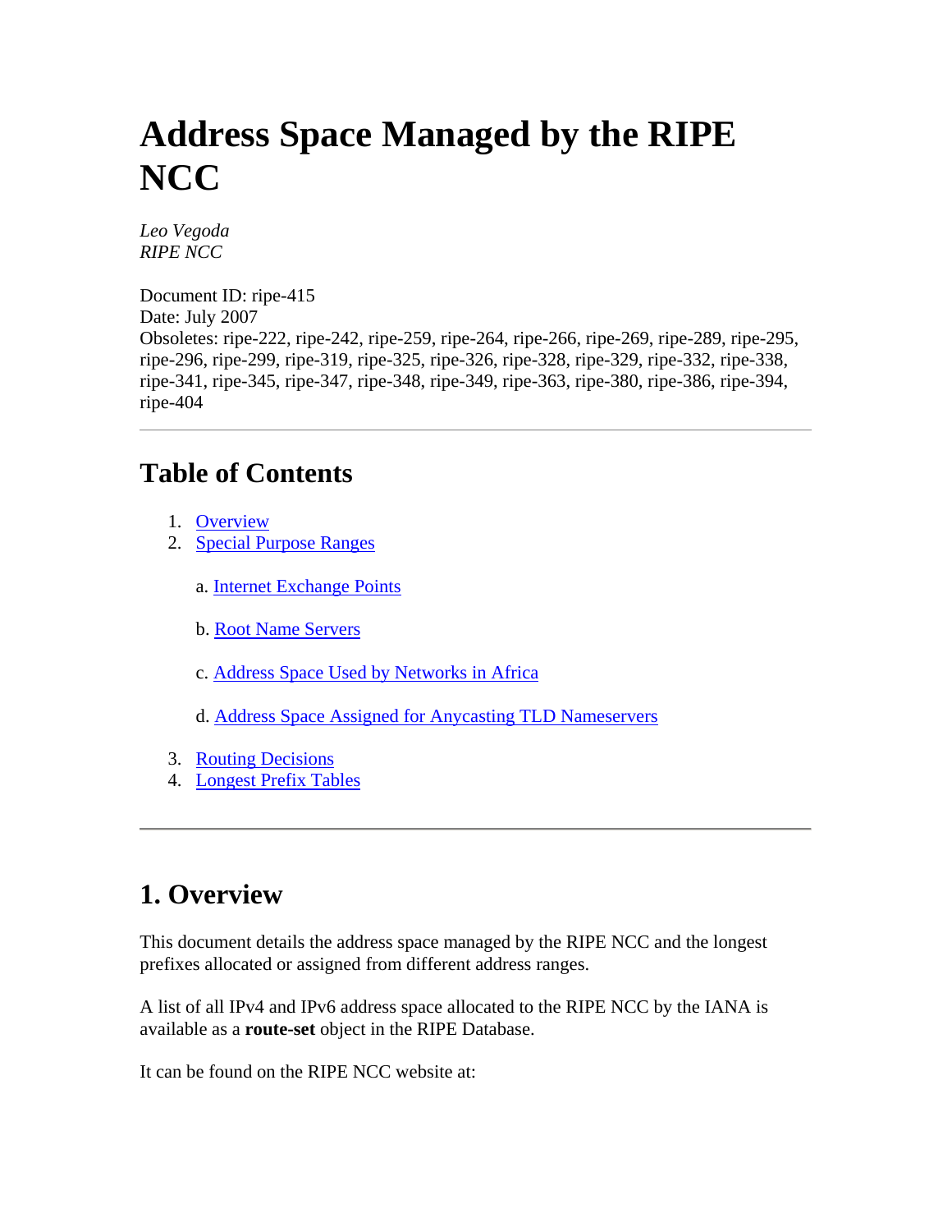# Address Space Managed by the RIPE NCC

*Leo Vegoda*
*RIPE NCC*

Document ID: ripe-415
Date: July 2007
Obsoletes: ripe-222, ripe-242, ripe-259, ripe-264, ripe-266, ripe-269, ripe-289, ripe-295, ripe-296, ripe-299, ripe-319, ripe-325, ripe-326, ripe-328, ripe-329, ripe-332, ripe-338, ripe-341, ripe-345, ripe-347, ripe-348, ripe-349, ripe-363, ripe-380, ripe-386, ripe-394, ripe-404

---

## Table of Contents

1. Overview
2. Special Purpose Ranges

   a. Internet Exchange Points

   b. Root Name Servers

   c. Address Space Used by Networks in Africa

   d. Address Space Assigned for Anycasting TLD Nameservers

3. Routing Decisions
4. Longest Prefix Tables

---

## 1. Overview

This document details the address space managed by the RIPE NCC and the longest prefixes allocated or assigned from different address ranges.

A list of all IPv4 and IPv6 address space allocated to the RIPE NCC by the IANA is available as a **route-set** object in the RIPE Database.

It can be found on the RIPE NCC website at: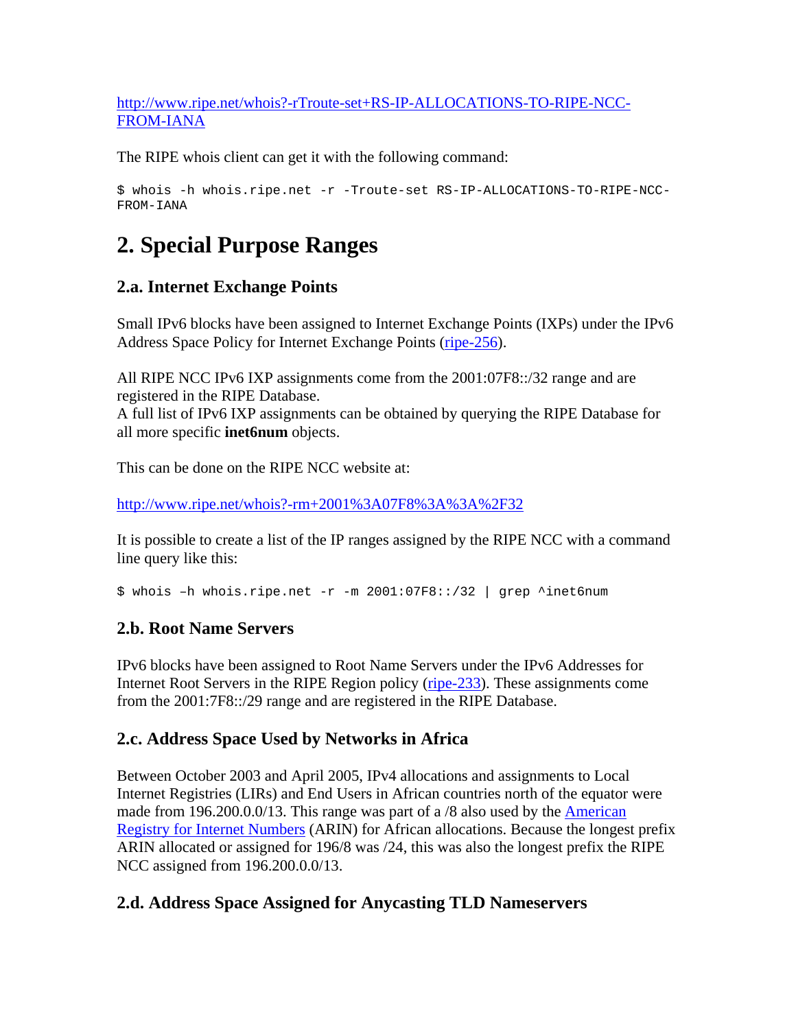[http://www.ripe.net/whois?-rTroute-set+RS-IP-ALLOCATIONS-TO-RIPE-NCC-FROM-IANA](http://www.ripe.net/whois?-rTroute-set+RS-IP-ALLOCATIONS-TO-RIPE-NCC-FROM-IANA)

The RIPE whois client can get it with the following command:

```
$ whois -h whois.ripe.net -r -Troute-set RS-IP-ALLOCATIONS-TO-RIPE-NCC-
FROM-IANA
```

# 2. Special Purpose Ranges

## 2.a. Internet Exchange Points

Small IPv6 blocks have been assigned to Internet Exchange Points (IXPs) under the IPv6 Address Space Policy for Internet Exchange Points (ripe-256).

All RIPE NCC IPv6 IXP assignments come from the 2001:07F8::/32 range and are registered in the RIPE Database.
A full list of IPv6 IXP assignments can be obtained by querying the RIPE Database for all more specific **inet6num** objects.

This can be done on the RIPE NCC website at:

[http://www.ripe.net/whois?-rm+2001%3A07F8%3A%3A%2F32](http://www.ripe.net/whois?-rm+2001%3A07F8%3A%3A%2F32)

It is possible to create a list of the IP ranges assigned by the RIPE NCC with a command line query like this:

```
$ whois –h whois.ripe.net -r -m 2001:07F8::/32 | grep ^inet6num
```

## 2.b. Root Name Servers

IPv6 blocks have been assigned to Root Name Servers under the IPv6 Addresses for Internet Root Servers in the RIPE Region policy (ripe-233). These assignments come from the 2001:7F8::/29 range and are registered in the RIPE Database.

## 2.c. Address Space Used by Networks in Africa

Between October 2003 and April 2005, IPv4 allocations and assignments to Local Internet Registries (LIRs) and End Users in African countries north of the equator were made from 196.200.0.0/13. This range was part of a /8 also used by the American Registry for Internet Numbers (ARIN) for African allocations. Because the longest prefix ARIN allocated or assigned for 196/8 was /24, this was also the longest prefix the RIPE NCC assigned from 196.200.0.0/13.

## 2.d. Address Space Assigned for Anycasting TLD Nameservers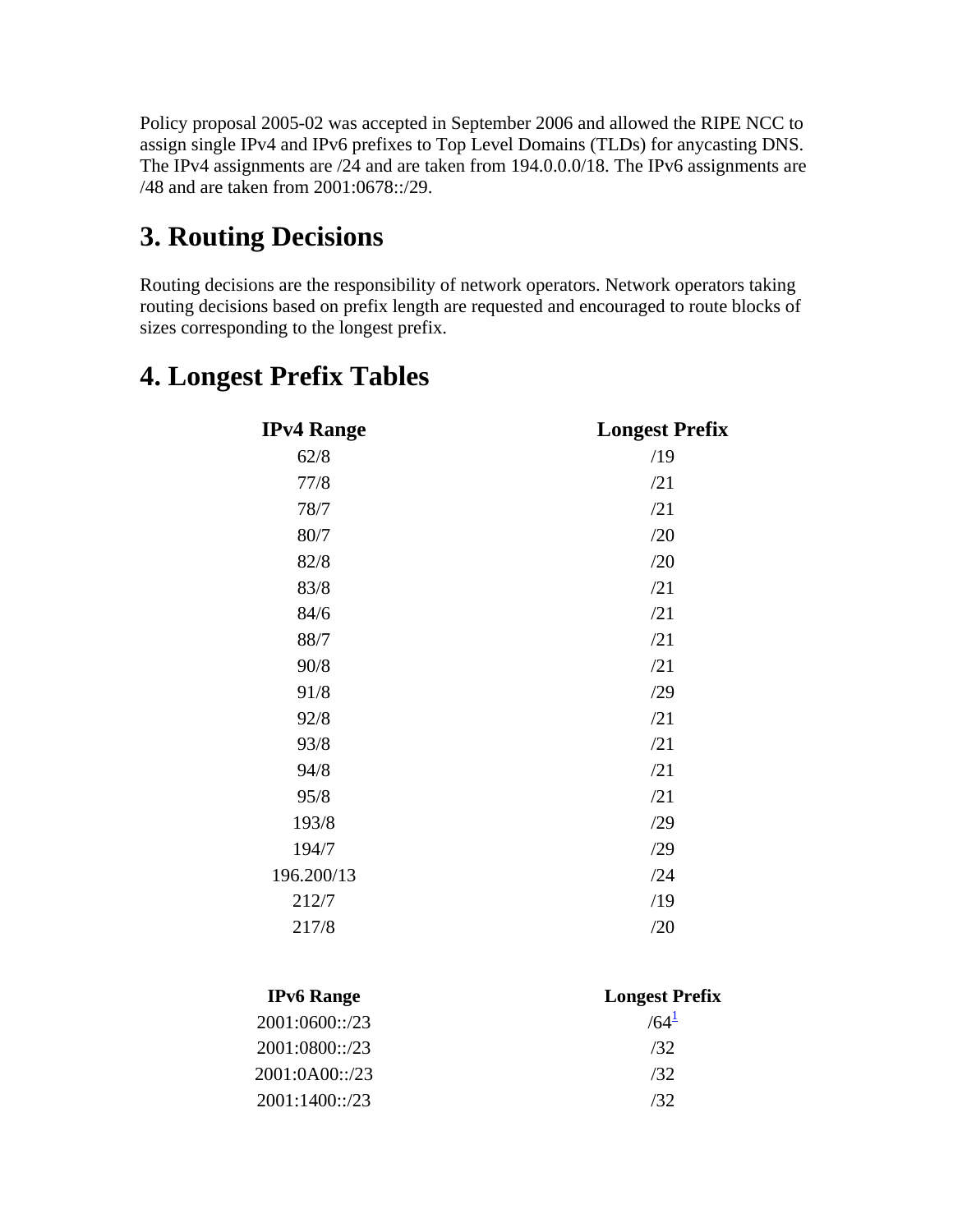Policy proposal 2005-02 was accepted in September 2006 and allowed the RIPE NCC to assign single IPv4 and IPv6 prefixes to Top Level Domains (TLDs) for anycasting DNS. The IPv4 assignments are /24 and are taken from 194.0.0.0/18. The IPv6 assignments are /48 and are taken from 2001:0678::/29.

## 3. Routing Decisions

Routing decisions are the responsibility of network operators. Network operators taking routing decisions based on prefix length are requested and encouraged to route blocks of sizes corresponding to the longest prefix.

## 4. Longest Prefix Tables

| IPv4 Range | Longest Prefix |
| --- | --- |
| 62/8 | /19 |
| 77/8 | /21 |
| 78/7 | /21 |
| 80/7 | /20 |
| 82/8 | /20 |
| 83/8 | /21 |
| 84/6 | /21 |
| 88/7 | /21 |
| 90/8 | /21 |
| 91/8 | /29 |
| 92/8 | /21 |
| 93/8 | /21 |
| 94/8 | /21 |
| 95/8 | /21 |
| 193/8 | /29 |
| 194/7 | /29 |
| 196.200/13 | /24 |
| 212/7 | /19 |
| 217/8 | /20 |

| IPv6 Range | Longest Prefix |
| --- | --- |
| 2001:0600::/23 | /64[1] |
| 2001:0800::/23 | /32 |
| 2001:0A00::/23 | /32 |
| 2001:1400::/23 | /32 |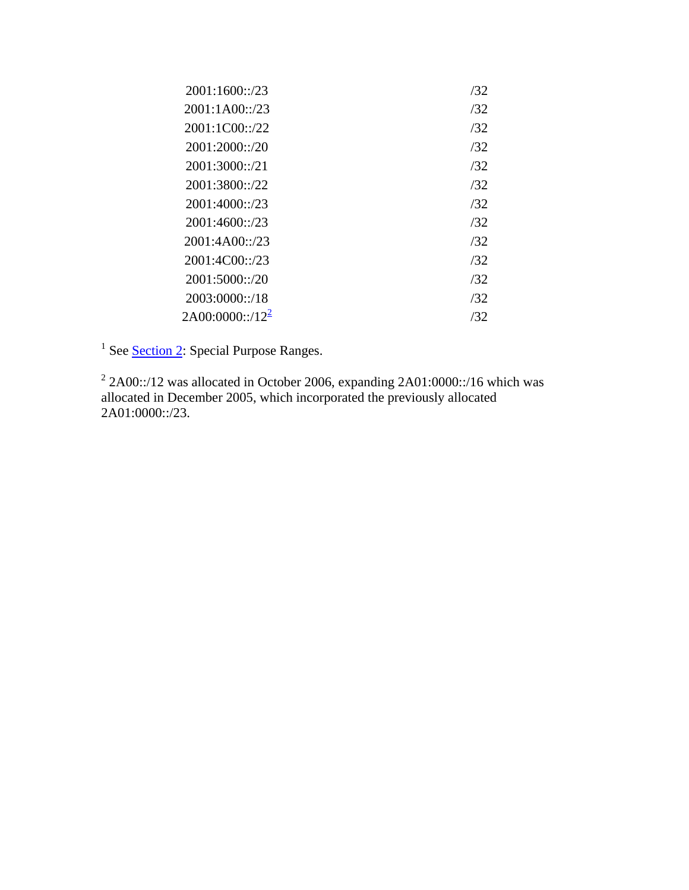| | |
|---|---|
| 2001:1600::/23 | /32 |
| 2001:1A00::/23 | /32 |
| 2001:1C00::/22 | /32 |
| 2001:2000::/20 | /32 |
| 2001:3000::/21 | /32 |
| 2001:3800::/22 | /32 |
| 2001:4000::/23 | /32 |
| 2001:4600::/23 | /32 |
| 2001:4A00::/23 | /32 |
| 2001:4C00::/23 | /32 |
| 2001:5000::/20 | /32 |
| 2003:0000::/18 | /32 |
| 2A00:0000::/12[2] | /32 |

[1] See Section 2: Special Purpose Ranges.

[2] 2A00::/12 was allocated in October 2006, expanding 2A01:0000::/16 which was allocated in December 2005, which incorporated the previously allocated 2A01:0000::/23.